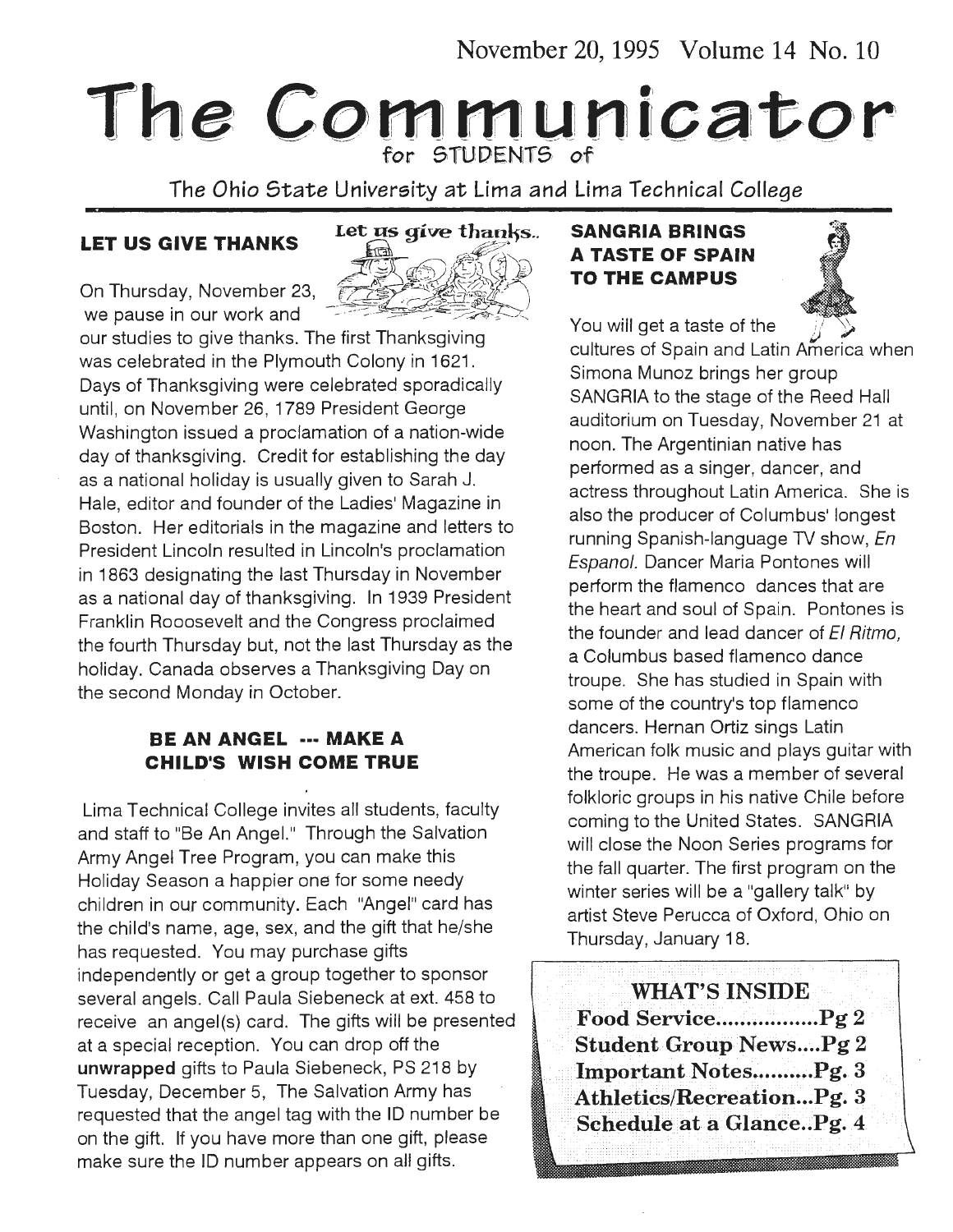November 20, 1995 Volume 14 No. 10

# The Communicator

for STUDENTS of

The Ohio State University at Lima and Lima Technical College

## LET US GIVE THANKS

On Thursday, November 23, we pause in our work and our studies to give thanks. The first Thanksgiving was celebrated in the Plymouth Colony in 1621. Days of Thanksgiving were celebrated sporadically until, on November 26, 1789 President George Washington issued a proclamation of a nation-wide day of thanksgiving. Credit for establishing the day as a national holiday is usually given to Sarah J. Hale, editor and founder of the Ladies' Magazine in Boston. Her editorials in the magazine and letters to President Lincoln resulted in Lincoln's proclamation in 1863 designating the last Thursday in November as a national day of thanksgiving. In 1939 President Franklin Rooosevelt and the Congress proclaimed the fourth Thursday but, not the last Thursday as the holiday. Canada observes a Thanksgiving Day on the second Monday in October.

## BE AN ANGEL --- MAKE A CHILD'S WISH COME TRUE

Lima Technical College invites all students, faculty and staff to "Be An Angel." Through the Salvation Army Angel Tree Program, you can make this Holiday Season a happier one for some needy children in our community. Each "Angel" card has the child's name, age, sex, and the gift that he/she has requested. You may purchase gifts independently or get a group together to sponsor several angels. Call Paula Siebeneck at ext. 458 to receive an angel(s) card. The gifts will be presented at a special reception. You can drop off the **unwrapped** gifts to Paula Siebeneck, PS 218 by Tuesday, December 5, The Salvation Army has requested that the angel tag with the ID number be on the gift. If you have more than one gift, please make sure the ID number appears on all gifts.

## SANGRIA BRINGS A TASTE OF SPAIN TO THE CAMPUS

You will get a taste of the cultures of Spain and Latin America when Simona Munoz brings her group SANGRIA to the stage of the Reed Hall auditorium on Tuesday, November 21 at noon. The Argentinian native has performed as a singer, dancer, and actress throughout Latin America. She is also the producer of Columbus' longest running Spanish-language TV show, *En Espanol.* Dancer Maria Pontones will perform the flamenco dances that are the heart and soul of Spain. Pontones is the founder and lead dancer of *El Ritmo,* a Columbus based flamenco dance troupe. She has studied in Spain with some of the country's top flamenco dancers. Hernan Ortiz sings Latin American folk music and plays guitar with the troupe. He was a member of several folkloric groups in his native Chile before coming to the United States. SANGRIA will close the Noon Series programs for the fall quarter. The first program on the winter series will be a "gallery talk" by artist Steve Perucca of Oxford, Ohio on Thursday, January 18.

### WHAT'S INSIDE

- Food Service.................Pg 2
- Student Group News....Pg 2
- Important Notes..........Pg. 3
- Athletics/Recreation...Pg. 3
- Schedule at a Glance..Pg. 4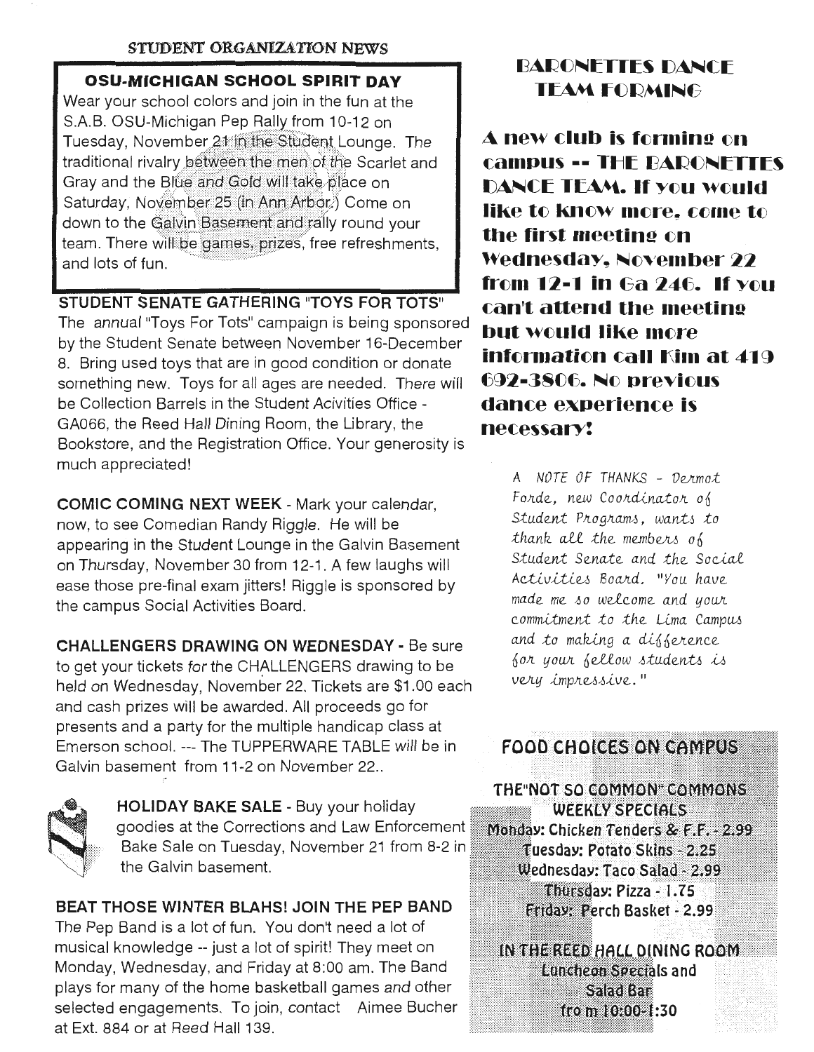STUDENT ORGANIZATION NEWS

## OSU-MICHIGAN SCHOOL SPIRIT DAY

Wear your school colors and join in the fun at the S.A.B. OSU-Michigan Pep Rally from 10-12 on Tuesday, November 21 in the Student Lounge. The traditional rivalry between the men of the Scarlet and Gray and the Blue and Gold will take place on Saturday, November 25 (in Ann Arbor.) Come on down to the Galvin Basement and rally round your team. There will be games, prizes, free refreshments, and lots of fun.

**STUDENT SENATE GATHERING "TOYS FOR TOTS"**
The annual "Toys For Tots" campaign is being sponsored by the Student Senate between November 16-December 8. Bring used toys that are in good condition or donate something new. Toys for all ages are needed. There will be Collection Barrels in the Student Acivities Office - GA066, the Reed Hall Dining Room, the Library, the Bookstore, and the Registration Office. Your generosity is much appreciated!

**COMIC COMING NEXT WEEK** - Mark your calendar, now, to see Comedian Randy Riggle. He will be appearing in the Student Lounge in the Galvin Basement on Thursday, November 30 from 12-1. A few laughs will ease those pre-final exam jitters! Riggle is sponsored by the campus Social Activities Board.

**CHALLENGERS DRAWING ON WEDNESDAY** - Be sure to get your tickets for the CHALLENGERS drawing to be held on Wednesday, November 22. Tickets are $1.00 each and cash prizes will be awarded. All proceeds go for presents and a party for the multiple handicap class at Emerson school. --- The TUPPERWARE TABLE will be in Galvin basement from 11-2 on November 22..

**HOLIDAY BAKE SALE** - Buy your holiday goodies at the Corrections and Law Enforcement Bake Sale on Tuesday, November 21 from 8-2 in the Galvin basement.

**BEAT THOSE WINTER BLAHS! JOIN THE PEP BAND**
The Pep Band is a lot of fun. You don't need a lot of musical knowledge -- just a lot of spirit! They meet on Monday, Wednesday, and Friday at 8:00 am. The Band plays for many of the home basketball games and other selected engagements. To join, contact Aimee Bucher at Ext. 884 or at Reed Hall 139.

## BARONETTES DANCE TEAM FORMING

**A new club is forming on campus -- THE BARONETTES DANCE TEAM. If you would like to know more, come to the first meeting on Wednesday, November 22 from 12-1 in Ga 246. If you can't attend the meeting but would like more information call Kim at 419 692-3806. No previous dance experience is necessary!**

*A NOTE OF THANKS - Dermot Forde, new Coordinator of Student Programs, wants to thank all the members of Student Senate and the Social Activities Board. "You have made me so welcome and your commitment to the Lima Campus and to making a difference for your fellow students is very impressive."*

## FOOD CHOICES ON CAMPUS

**THE"NOT SO COMMON" COMMONS WEEKLY SPECIALS**

Monday: Chicken Tenders & F.F. - 2.99
Tuesday: Potato Skins - 2.25
Wednesday: Taco Salad - 2.99
Thursday: Pizza - 1.75
Friday: Perch Basket - 2.99

**IN THE REED HALL DINING ROOM**
Luncheon Specials and Salad Bar from 10:00-1:30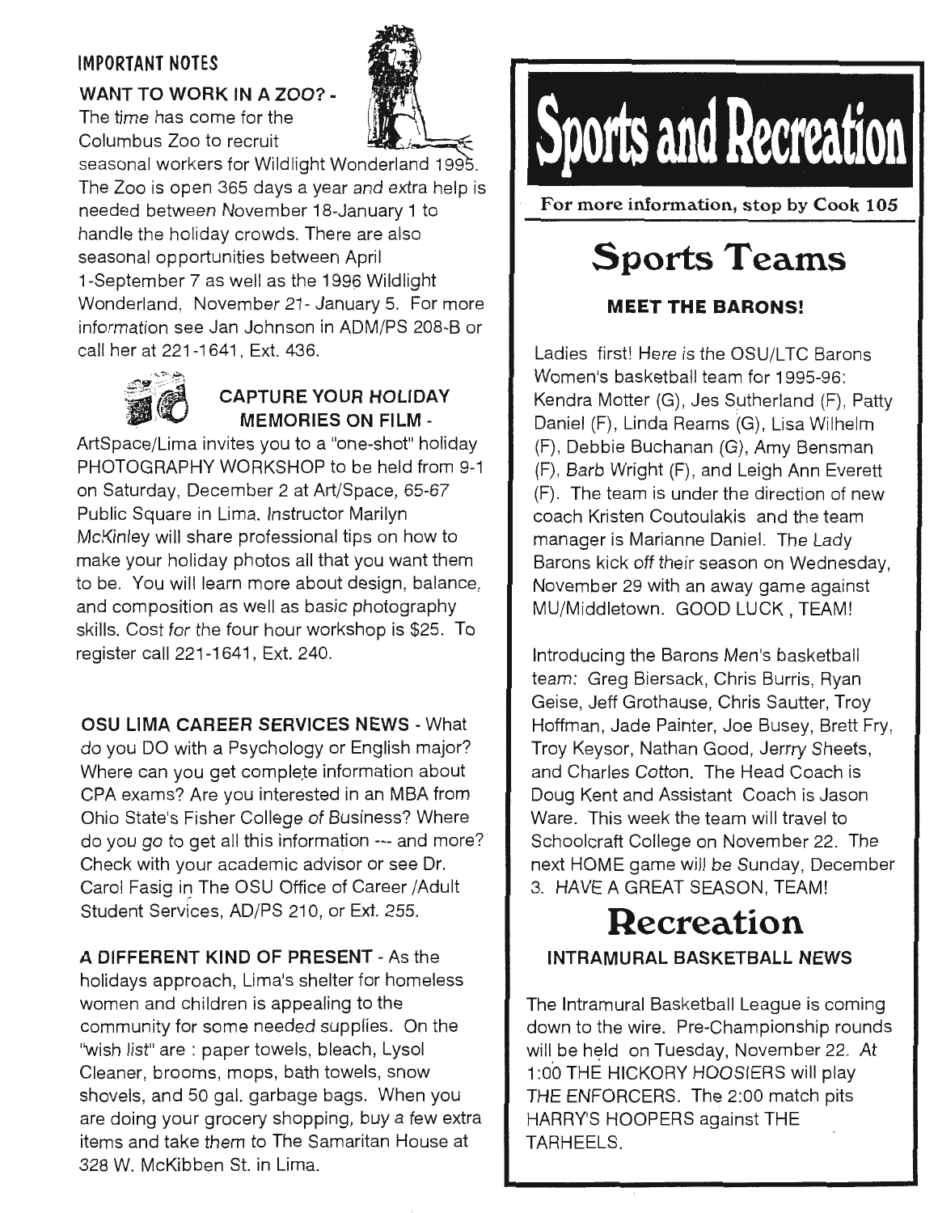## IMPORTANT NOTES

**WANT TO WORK IN A ZOO? -** The time has come for the Columbus Zoo to recruit seasonal workers for Wildlight Wonderland 1995. The Zoo is open 365 days a year and extra help is needed between November 18-January 1 to handle the holiday crowds. There are also seasonal opportunities between April 1-September 7 as well as the 1996 Wildlight Wonderland, November 21- January 5. For more information see Jan Johnson in ADM/PS 208-B or call her at 221-1641, Ext. 436.

**CAPTURE YOUR HOLIDAY MEMORIES ON FILM -** ArtSpace/Lima invites you to a "one-shot" holiday PHOTOGRAPHY WORKSHOP to be held from 9-1 on Saturday, December 2 at Art/Space, 65-67 Public Square in Lima. Instructor Marilyn McKinley will share professional tips on how to make your holiday photos all that you want them to be. You will learn more about design, balance, and composition as well as basic photography skills. Cost for the four hour workshop is $25. To register call 221-1641, Ext. 240.

**OSU LIMA CAREER SERVICES NEWS** - What do you DO with a Psychology or English major? Where can you get complete information about CPA exams? Are you interested in an MBA from Ohio State's Fisher College of Business? Where do you go to get all this information --- and more? Check with your academic advisor or see Dr. Carol Fasig in The OSU Office of Career /Adult Student Services, AD/PS 210, or Ext. 255.

**A DIFFERENT KIND OF PRESENT** - As the holidays approach, Lima's shelter for homeless women and children is appealing to the community for some needed supplies. On the "wish list" are : paper towels, bleach, Lysol Cleaner, brooms, mops, bath towels, snow shovels, and 50 gal. garbage bags. When you are doing your grocery shopping, buy a few extra items and take them to The Samaritan House at 328 W. McKibben St. in Lima.

# Sports and Recreation

**For more information, stop by Cook 105**

## Sports Teams

### MEET THE BARONS!

Ladies first! Here is the OSU/LTC Barons Women's basketball team for 1995-96: Kendra Motter (G), Jes Sutherland (F), Patty Daniel (F), Linda Reams (G), Lisa Wilhelm (F), Debbie Buchanan (G), Amy Bensman (F), Barb Wright (F), and Leigh Ann Everett (F). The team is under the direction of new coach Kristen Coutoulakis and the team manager is Marianne Daniel. The Lady Barons kick off their season on Wednesday, November 29 with an away game against MU/Middletown. GOOD LUCK , TEAM!

Introducing the Barons Men's basketball team: Greg Biersack, Chris Burris, Ryan Geise, Jeff Grothause, Chris Sautter, Troy Hoffman, Jade Painter, Joe Busey, Brett Fry, Troy Keysor, Nathan Good, Jerrry Sheets, and Charles Cotton. The Head Coach is Doug Kent and Assistant Coach is Jason Ware. This week the team will travel to Schoolcraft College on November 22. The next HOME game will be Sunday, December 3. HAVE A GREAT SEASON, TEAM!

## Recreation

### INTRAMURAL BASKETBALL NEWS

The Intramural Basketball League is coming down to the wire. Pre-Championship rounds will be held on Tuesday, November 22. At 1:00 THE HICKORY HOOSIERS will play THE ENFORCERS. The 2:00 match pits HARRY'S HOOPERS against THE TARHEELS.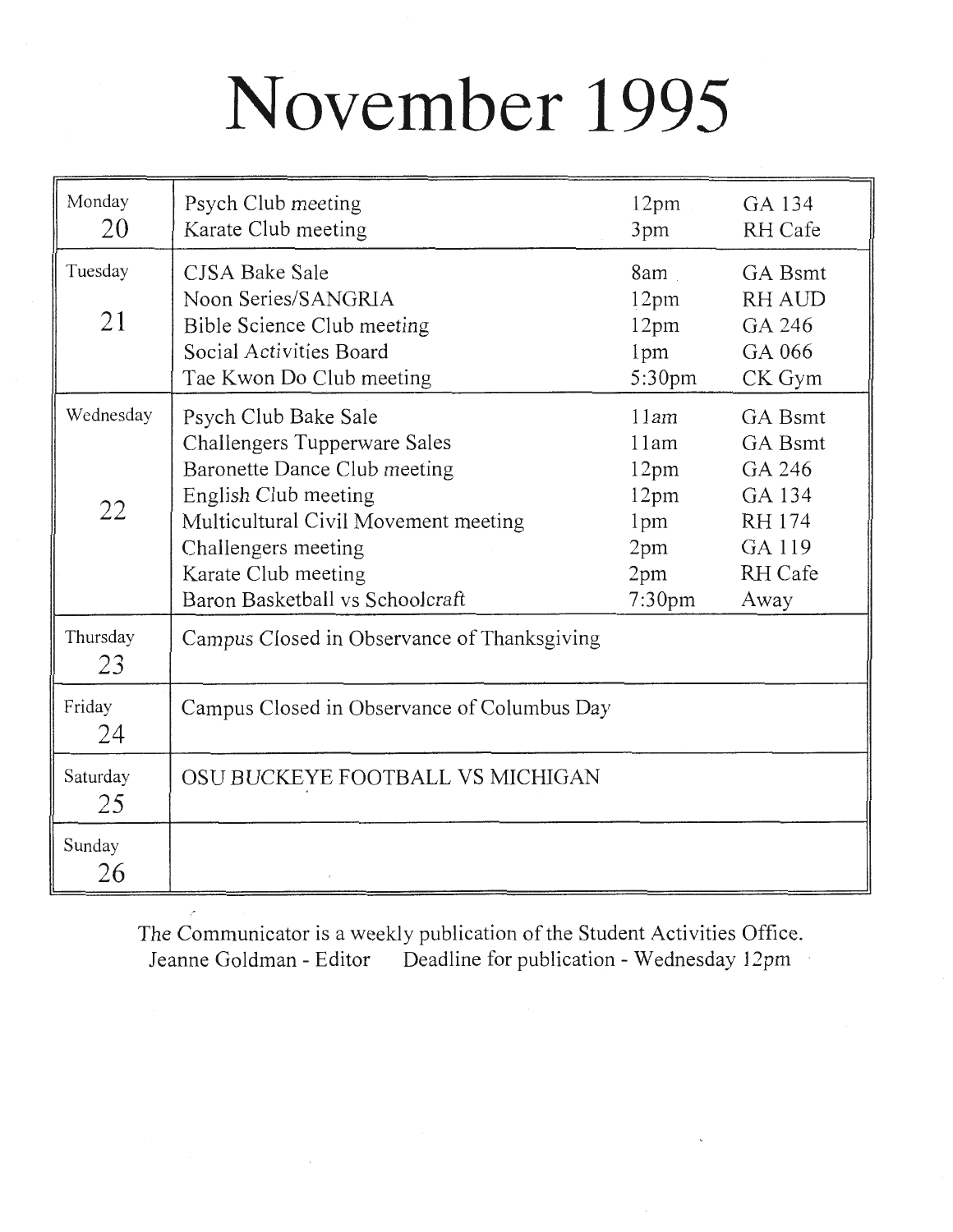# November 1995

| | | | |
|---|---|---|---|
| Monday 20 | Psych Club meeting | 12pm | GA 134 |
| | Karate Club meeting | 3pm | RH Cafe |
| Tuesday 21 | CJSA Bake Sale | 8am | GA Bsmt |
| | Noon Series/SANGRIA | 12pm | RH AUD |
| | Bible Science Club meeting | 12pm | GA 246 |
| | Social Activities Board | 1pm | GA 066 |
| | Tae Kwon Do Club meeting | 5:30pm | CK Gym |
| Wednesday 22 | Psych Club Bake Sale | 11am | GA Bsmt |
| | Challengers Tupperware Sales | 11am | GA Bsmt |
| | Baronette Dance Club meeting | 12pm | GA 246 |
| | English Club meeting | 12pm | GA 134 |
| | Multicultural Civil Movement meeting | 1pm | RH 174 |
| | Challengers meeting | 2pm | GA 119 |
| | Karate Club meeting | 2pm | RH Cafe |
| | Baron Basketball vs Schoolcraft | 7:30pm | Away |
| Thursday 23 | Campus Closed in Observance of Thanksgiving | | |
| Friday 24 | Campus Closed in Observance of Columbus Day | | |
| Saturday 25 | OSU BUCKEYE FOOTBALL VS MICHIGAN | | |
| Sunday 26 | | | |

The Communicator is a weekly publication of the Student Activities Office.
Jeanne Goldman - Editor    Deadline for publication - Wednesday 12pm